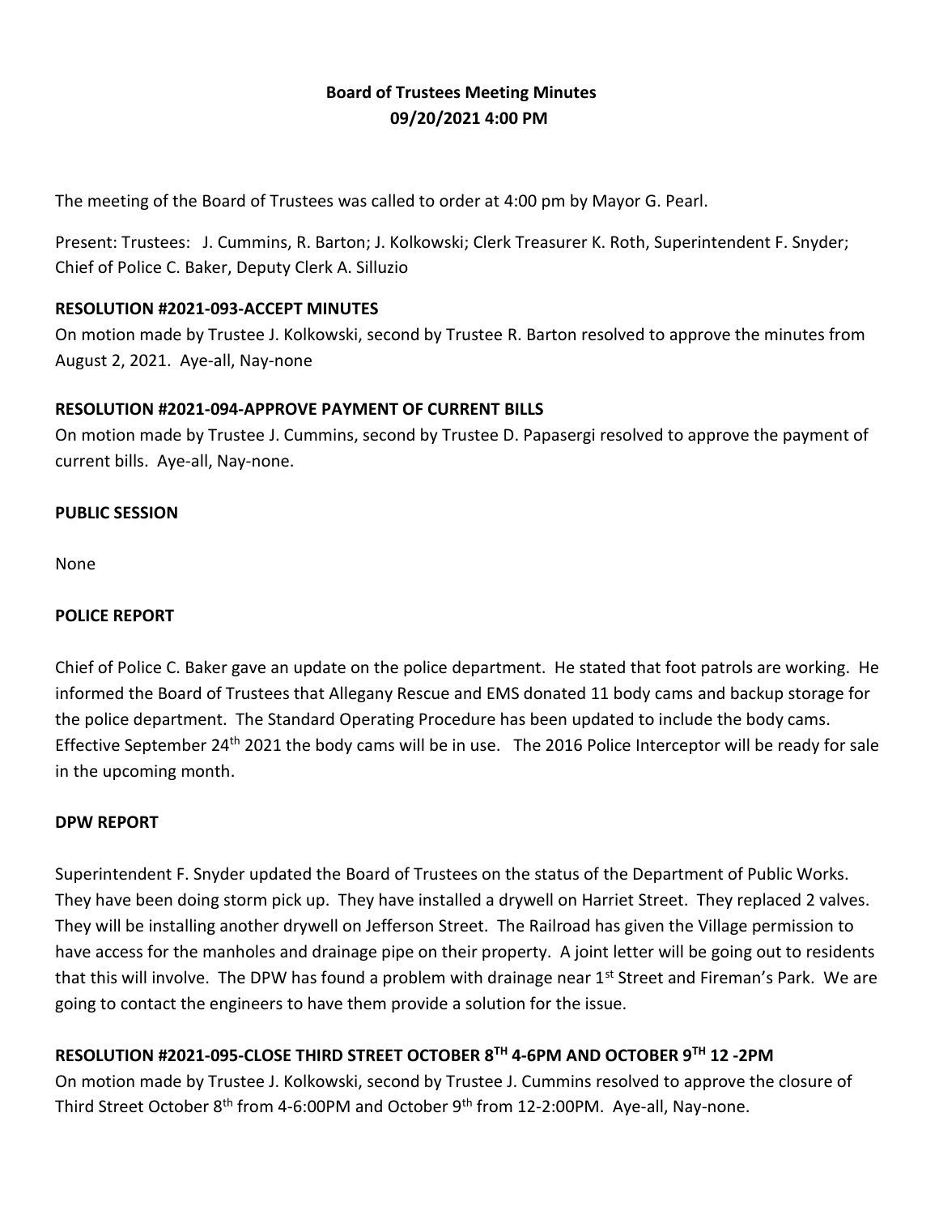**Board of Trustees Meeting Minutes**
**09/20/2021 4:00 PM**

The meeting of the Board of Trustees was called to order at 4:00 pm by Mayor G. Pearl.

Present: Trustees: J. Cummins, R. Barton; J. Kolkowski; Clerk Treasurer K. Roth, Superintendent F. Snyder; Chief of Police C. Baker, Deputy Clerk A. Silluzio

**RESOLUTION #2021-093-ACCEPT MINUTES**

On motion made by Trustee J. Kolkowski, second by Trustee R. Barton resolved to approve the minutes from August 2, 2021. Aye-all, Nay-none

**RESOLUTION #2021-094-APPROVE PAYMENT OF CURRENT BILLS**

On motion made by Trustee J. Cummins, second by Trustee D. Papasergi resolved to approve the payment of current bills. Aye-all, Nay-none.

**PUBLIC SESSION**

None

**POLICE REPORT**

Chief of Police C. Baker gave an update on the police department. He stated that foot patrols are working. He informed the Board of Trustees that Allegany Rescue and EMS donated 11 body cams and backup storage for the police department. The Standard Operating Procedure has been updated to include the body cams. Effective September 24th 2021 the body cams will be in use. The 2016 Police Interceptor will be ready for sale in the upcoming month.

**DPW REPORT**

Superintendent F. Snyder updated the Board of Trustees on the status of the Department of Public Works. They have been doing storm pick up. They have installed a drywell on Harriet Street. They replaced 2 valves. They will be installing another drywell on Jefferson Street. The Railroad has given the Village permission to have access for the manholes and drainage pipe on their property. A joint letter will be going out to residents that this will involve. The DPW has found a problem with drainage near 1st Street and Fireman's Park. We are going to contact the engineers to have them provide a solution for the issue.

**RESOLUTION #2021-095-CLOSE THIRD STREET OCTOBER 8TH 4-6PM AND OCTOBER 9TH 12 -2PM**

On motion made by Trustee J. Kolkowski, second by Trustee J. Cummins resolved to approve the closure of Third Street October 8th from 4-6:00PM and October 9th from 12-2:00PM. Aye-all, Nay-none.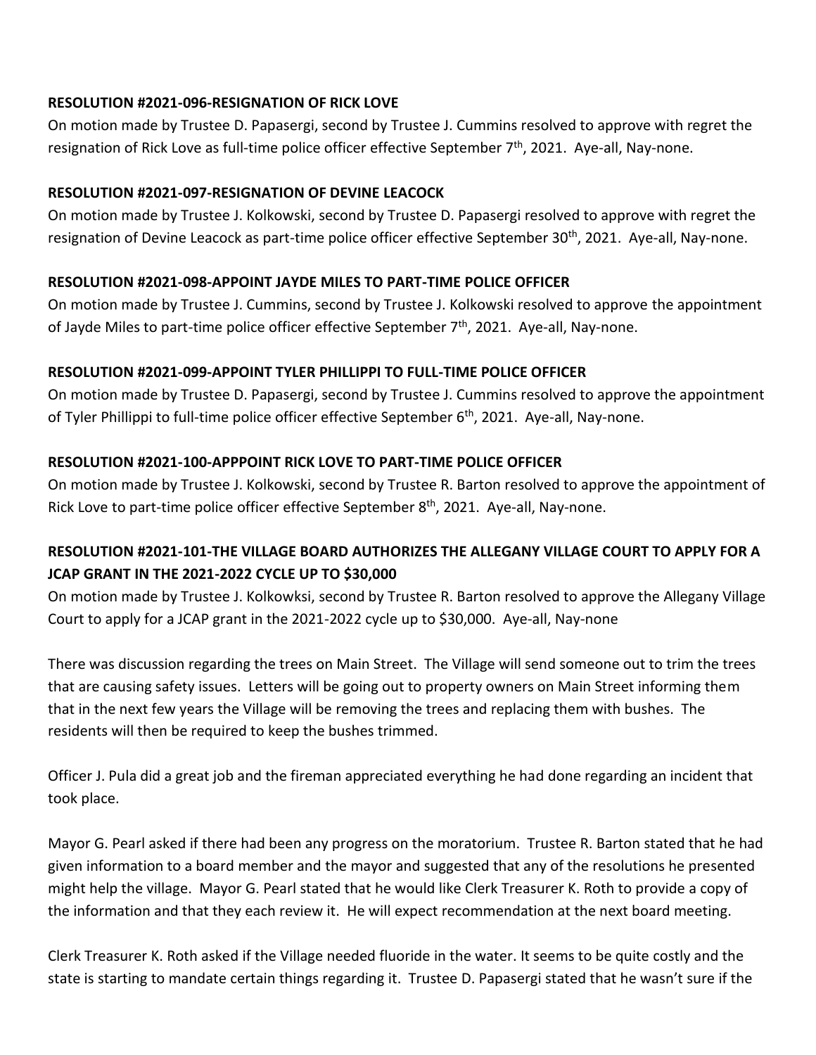**RESOLUTION #2021-096-RESIGNATION OF RICK LOVE**

On motion made by Trustee D. Papasergi, second by Trustee J. Cummins resolved to approve with regret the resignation of Rick Love as full-time police officer effective September 7th, 2021. Aye-all, Nay-none.

**RESOLUTION #2021-097-RESIGNATION OF DEVINE LEACOCK**

On motion made by Trustee J. Kolkowski, second by Trustee D. Papasergi resolved to approve with regret the resignation of Devine Leacock as part-time police officer effective September 30th, 2021. Aye-all, Nay-none.

**RESOLUTION #2021-098-APPOINT JAYDE MILES TO PART-TIME POLICE OFFICER**

On motion made by Trustee J. Cummins, second by Trustee J. Kolkowski resolved to approve the appointment of Jayde Miles to part-time police officer effective September 7th, 2021. Aye-all, Nay-none.

**RESOLUTION #2021-099-APPOINT TYLER PHILLIPPI TO FULL-TIME POLICE OFFICER**

On motion made by Trustee D. Papasergi, second by Trustee J. Cummins resolved to approve the appointment of Tyler Phillippi to full-time police officer effective September 6th, 2021. Aye-all, Nay-none.

**RESOLUTION #2021-100-APPPOINT RICK LOVE TO PART-TIME POLICE OFFICER**

On motion made by Trustee J. Kolkowski, second by Trustee R. Barton resolved to approve the appointment of Rick Love to part-time police officer effective September 8th, 2021. Aye-all, Nay-none.

**RESOLUTION #2021-101-THE VILLAGE BOARD AUTHORIZES THE ALLEGANY VILLAGE COURT TO APPLY FOR A JCAP GRANT IN THE 2021-2022 CYCLE UP TO $30,000**

On motion made by Trustee J. Kolkowksi, second by Trustee R. Barton resolved to approve the Allegany Village Court to apply for a JCAP grant in the 2021-2022 cycle up to $30,000. Aye-all, Nay-none

There was discussion regarding the trees on Main Street. The Village will send someone out to trim the trees that are causing safety issues. Letters will be going out to property owners on Main Street informing them that in the next few years the Village will be removing the trees and replacing them with bushes. The residents will then be required to keep the bushes trimmed.

Officer J. Pula did a great job and the fireman appreciated everything he had done regarding an incident that took place.

Mayor G. Pearl asked if there had been any progress on the moratorium. Trustee R. Barton stated that he had given information to a board member and the mayor and suggested that any of the resolutions he presented might help the village. Mayor G. Pearl stated that he would like Clerk Treasurer K. Roth to provide a copy of the information and that they each review it. He will expect recommendation at the next board meeting.

Clerk Treasurer K. Roth asked if the Village needed fluoride in the water. It seems to be quite costly and the state is starting to mandate certain things regarding it. Trustee D. Papasergi stated that he wasn't sure if the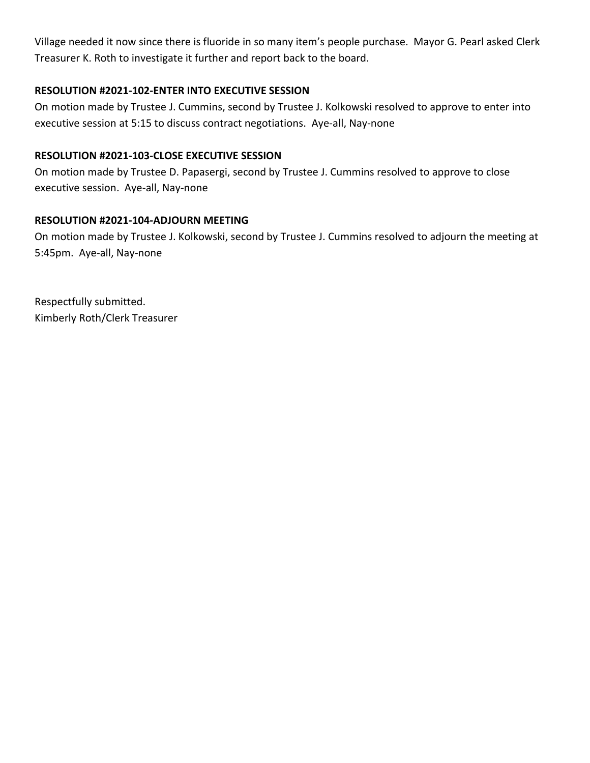Village needed it now since there is fluoride in so many item's people purchase. Mayor G. Pearl asked Clerk Treasurer K. Roth to investigate it further and report back to the board.

**RESOLUTION #2021-102-ENTER INTO EXECUTIVE SESSION**

On motion made by Trustee J. Cummins, second by Trustee J. Kolkowski resolved to approve to enter into executive session at 5:15 to discuss contract negotiations. Aye-all, Nay-none

**RESOLUTION #2021-103-CLOSE EXECUTIVE SESSION**

On motion made by Trustee D. Papasergi, second by Trustee J. Cummins resolved to approve to close executive session. Aye-all, Nay-none

**RESOLUTION #2021-104-ADJOURN MEETING**

On motion made by Trustee J. Kolkowski, second by Trustee J. Cummins resolved to adjourn the meeting at 5:45pm. Aye-all, Nay-none

Respectfully submitted.
Kimberly Roth/Clerk Treasurer